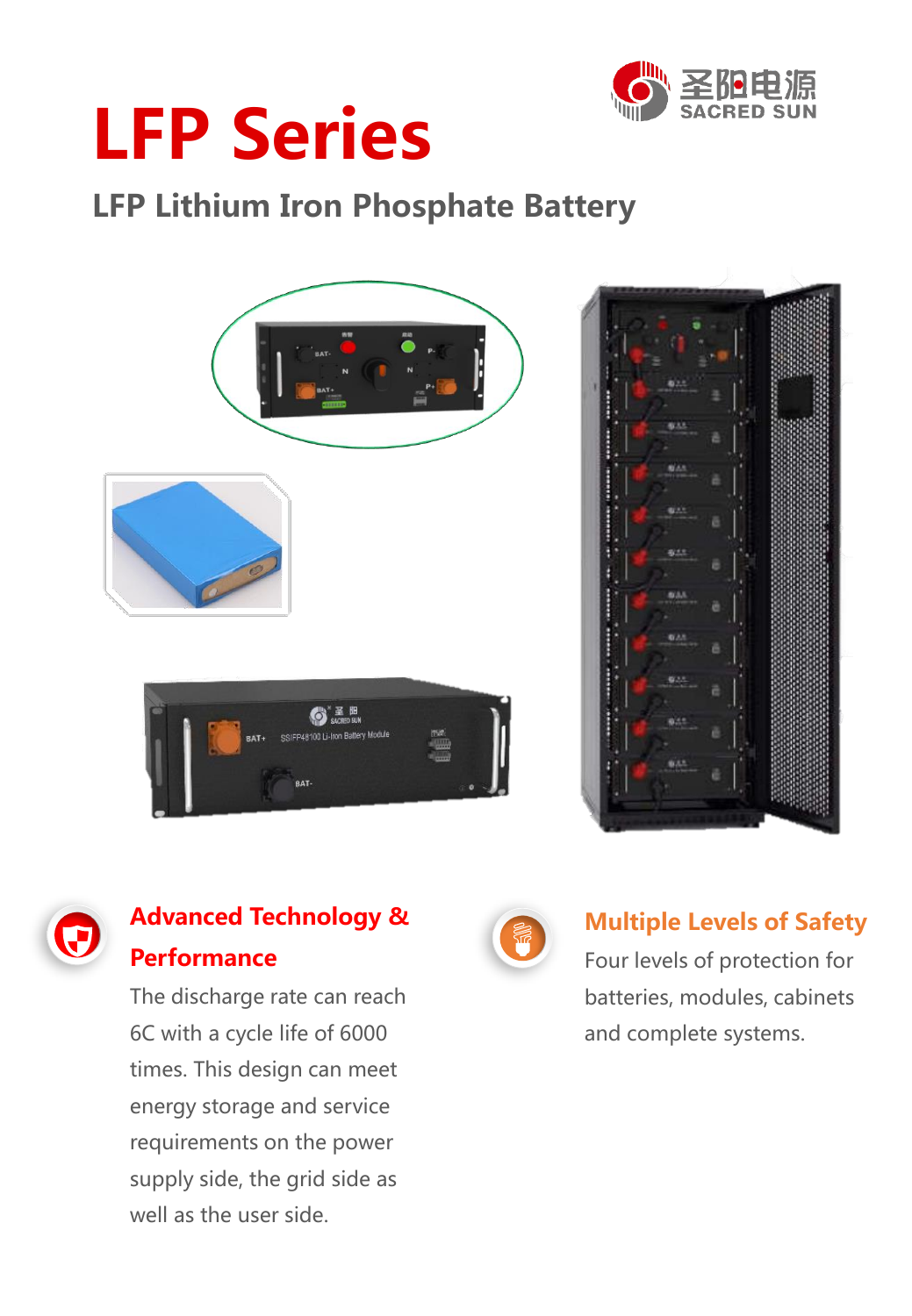# LFP Series

## LFP Lithium Iron Phosphate Battery

### Advanced Technology & Performance

The discharge rate can reach 6C with a cycle life of 6000 times. This design can meet energy storage and service requirements on the power supply side, the grid side as well as the user side.

### Multiple Levels of Safety

Four levels of protection for batteries, modules, cabinets and complete systems.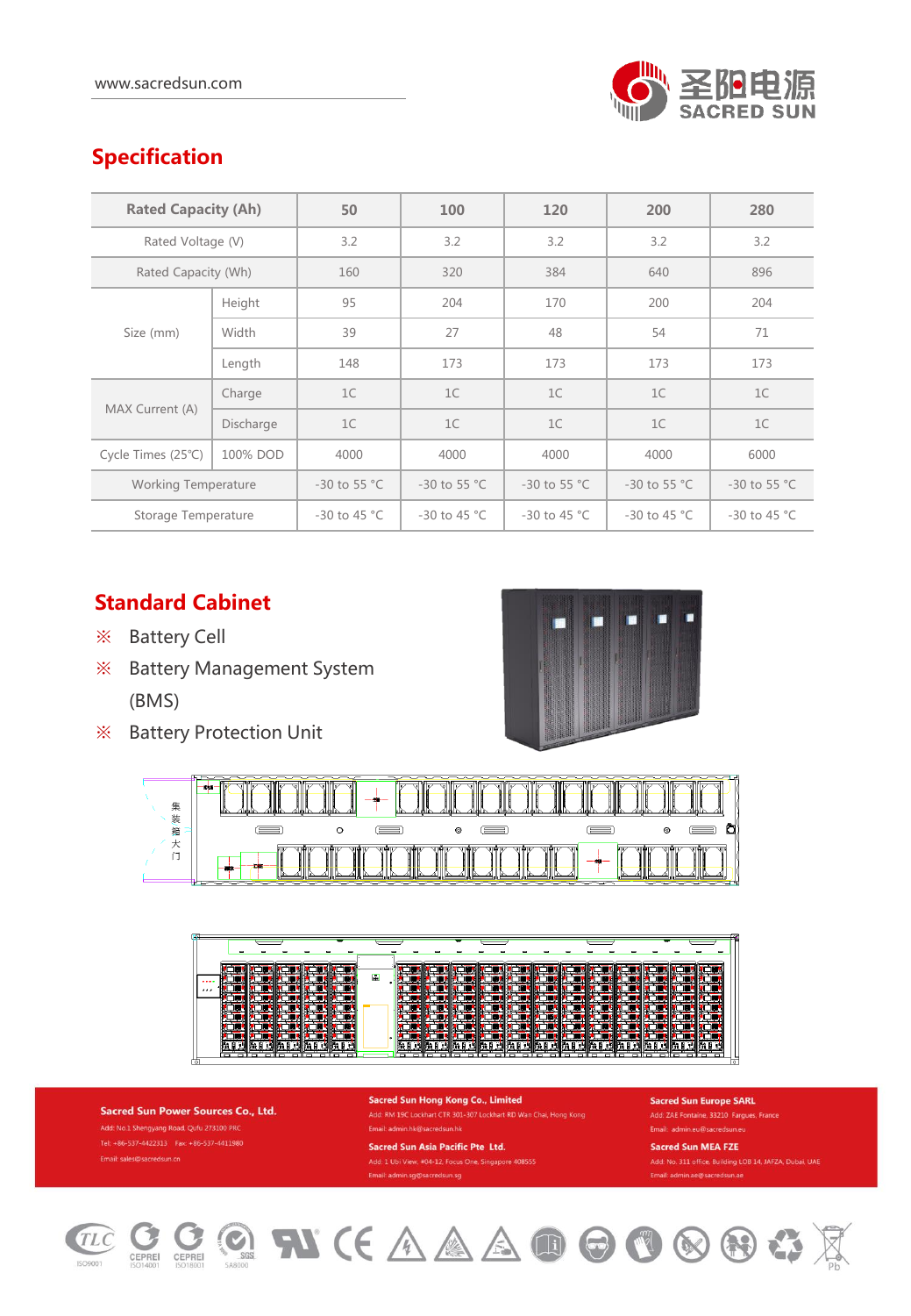## Specification

| Rated Capacity (Ah) | | 50 | 100 | 120 | 200 | 280 |
|---|---|---|---|---|---|---|
| Rated Voltage (V) | | 3.2 | 3.2 | 3.2 | 3.2 | 3.2 |
| Rated Capacity (Wh) | | 160 | 320 | 384 | 640 | 896 |
| Size (mm) | Height | 95 | 204 | 170 | 200 | 204 |
| | Width | 39 | 27 | 48 | 54 | 71 |
| | Length | 148 | 173 | 173 | 173 | 173 |
| MAX Current (A) | Charge | 1C | 1C | 1C | 1C | 1C |
| | Discharge | 1C | 1C | 1C | 1C | 1C |
| Cycle Times (25℃) | 100% DOD | 4000 | 4000 | 4000 | 4000 | 6000 |
| Working Temperature | | -30 to 55 °C | -30 to 55 °C | -30 to 55 °C | -30 to 55 °C | -30 to 55 °C |
| Storage Temperature | | -30 to 45 °C | -30 to 45 °C | -30 to 45 °C | -30 to 45 °C | -30 to 45 °C |

## Standard Cabinet

※ Battery Cell

※ Battery Management System (BMS)

※ Battery Protection Unit

集装箱大门

**Sacred Sun Power Sources Co., Ltd.**
Add: No.1 Shengyang Road, Qufu 273100 PRC
Tel: +86-537-4422313 Fax: +86-537-4411980
Email: sales@sacredsun.cn

**Sacred Sun Hong Kong Co., Limited**
Add: RM 19C Lockhart CTR 301-307 Lockhart RD Wan Chai, Hong Kong
Email: admin.hk@sacredsun.hk

**Sacred Sun Asia Pacific Pte Ltd.**
Add: 1 Ubi View, #04-12, Focus One, Singapore 408555
Email: admin.sg@sacredsun.sg

**Sacred Sun Europe SARL**
Add: ZAE Fontaine, 33210 Fargues, France
Email: admin.eu@sacredsun.eu

**Sacred Sun MEA FZE**
Add: No. 311 office, Building LOB 14, JAFZA, Dubai, UAE
Email: admin.ae@sacredsun.ae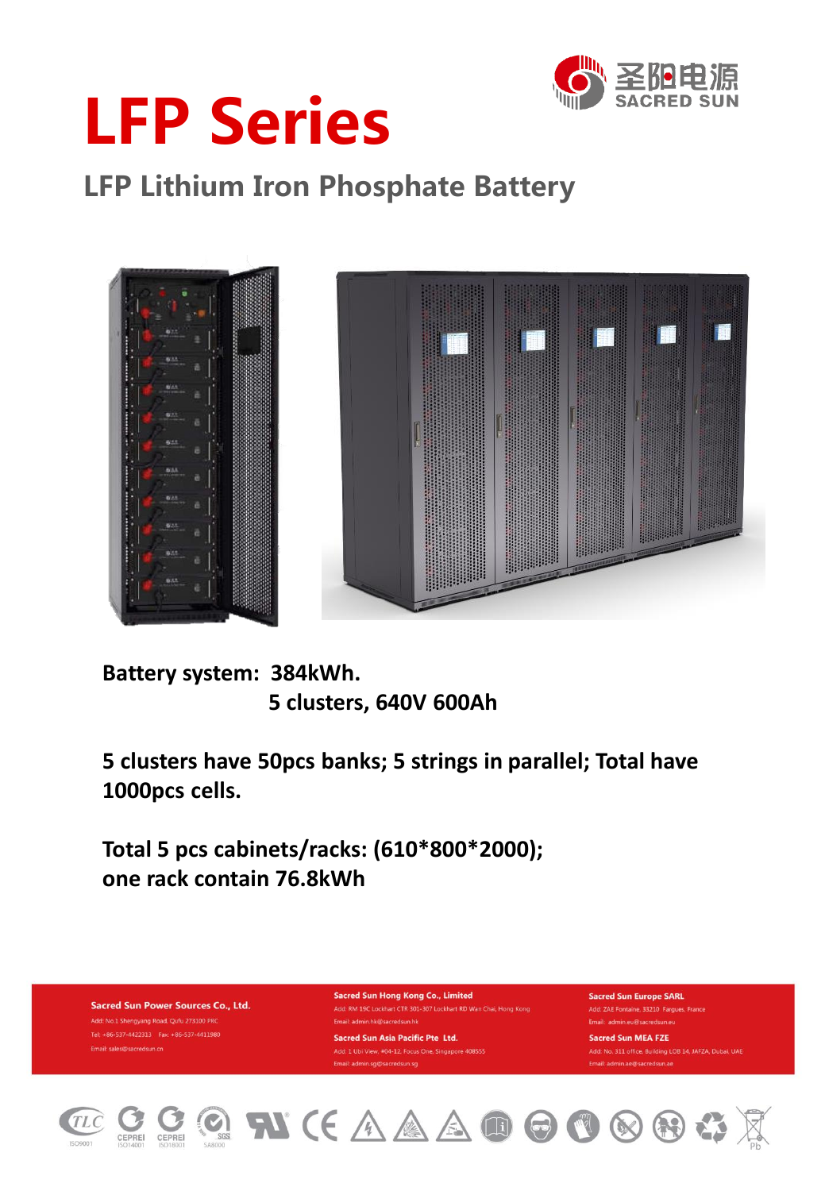# LFP Series

## LFP Lithium Iron Phosphate Battery

圣阳电源
SACRED SUN

**Battery system: 384kWh.**
**5 clusters, 640V 600Ah**

**5 clusters have 50pcs banks; 5 strings in parallel; Total have 1000pcs cells.**

**Total 5 pcs cabinets/racks: (610*800*2000); one rack contain 76.8kWh**

**Sacred Sun Power Sources Co., Ltd.**
Add: No.1 Shengyang Road, Qufu 273100 PRC
Tel: +86-537-4422313 Fax: +86-537-4411980
Email: sales@sacredsun.cn

**Sacred Sun Hong Kong Co., Limited**
Add: RM 19C Lockhart CTR 301-307 Lockhart RD Wan Chai, Hong Kong
Email: admin.hk@sacredsun.hk

**Sacred Sun Asia Pacific Pte Ltd.**
Add: 1 Ubi View, #04-12, Focus One, Singapore 408555
Email: admin.sg@sacredsun.sg

**Sacred Sun Europe SARL**
Add: ZAE Fontaine, 33210 Fargues, France
Email: admin.eu@sacredsun.eu

**Sacred Sun MEA FZE**
Add: No. 311 office, Building LOB 14, JAFZA, Dubai, UAE
Email: admin.ae@sacredsun.ae

ISO9001 CEPREI ISO14001 CEPREI ISO18001 SGS SA8000